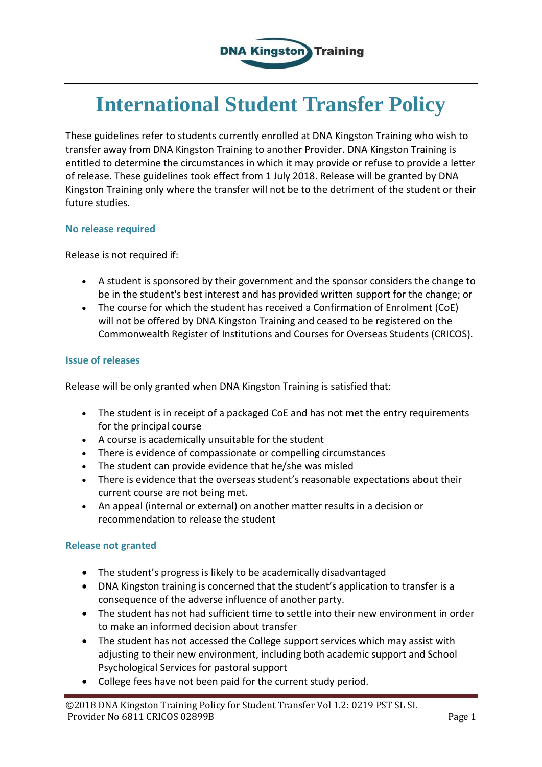# International Student Transfer Policy

These guidelines refer to students currently enrolled at DNA Kingston Training who wish to transfer away from DNA Kingston Training to another Provider. DNA Kingston Training is entitled to determine the circumstances in which it may provide or refuse to provide a letter of release. These guidelines took effect from 1 July 2018. Release will be granted by DNA Kingston Training only where the transfer will not be to the detriment of the student or their future studies.

### No release required

Release is not required if:

- A student is sponsored by their government and the sponsor considers the change to be in the student's best interest and has provided written support for the change; or
- The course for which the student has received a Confirmation of Enrolment (CoE) will not be offered by DNA Kingston Training and ceased to be registered on the Commonwealth Register of Institutions and Courses for Overseas Students (CRICOS).

### Issue of releases

Release will be only granted when DNA Kingston Training is satisfied that:

- The student is in receipt of a packaged CoE and has not met the entry requirements for the principal course
- A course is academically unsuitable for the student
- There is evidence of compassionate or compelling circumstances
- The student can provide evidence that he/she was misled
- There is evidence that the overseas student's reasonable expectations about their current course are not being met.
- An appeal (internal or external) on another matter results in a decision or recommendation to release the student

### Release not granted

- The student's progress is likely to be academically disadvantaged
- DNA Kingston training is concerned that the student's application to transfer is a consequence of the adverse influence of another party.
- The student has not had sufficient time to settle into their new environment in order to make an informed decision about transfer
- The student has not accessed the College support services which may assist with adjusting to their new environment, including both academic support and School Psychological Services for pastoral support
- College fees have not been paid for the current study period.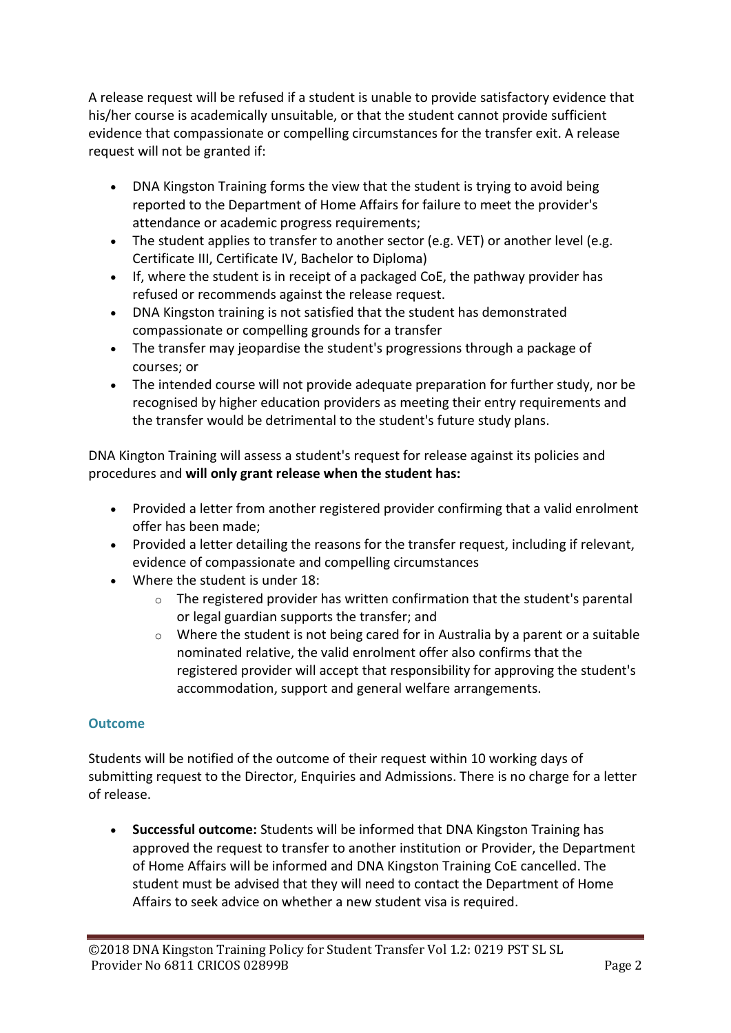A release request will be refused if a student is unable to provide satisfactory evidence that his/her course is academically unsuitable, or that the student cannot provide sufficient evidence that compassionate or compelling circumstances for the transfer exit. A release request will not be granted if:

- DNA Kingston Training forms the view that the student is trying to avoid being reported to the Department of Home Affairs for failure to meet the provider's attendance or academic progress requirements;
- The student applies to transfer to another sector (e.g. VET) or another level (e.g. Certificate III, Certificate IV, Bachelor to Diploma)
- If, where the student is in receipt of a packaged CoE, the pathway provider has refused or recommends against the release request.
- DNA Kingston training is not satisfied that the student has demonstrated compassionate or compelling grounds for a transfer
- The transfer may jeopardise the student's progressions through a package of courses; or
- The intended course will not provide adequate preparation for further study, nor be recognised by higher education providers as meeting their entry requirements and the transfer would be detrimental to the student's future study plans.

DNA Kington Training will assess a student's request for release against its policies and procedures and **will only grant release when the student has:**

- Provided a letter from another registered provider confirming that a valid enrolment offer has been made;
- Provided a letter detailing the reasons for the transfer request, including if relevant, evidence of compassionate and compelling circumstances
- Where the student is under 18:
  - The registered provider has written confirmation that the student's parental or legal guardian supports the transfer; and
  - Where the student is not being cared for in Australia by a parent or a suitable nominated relative, the valid enrolment offer also confirms that the registered provider will accept that responsibility for approving the student's accommodation, support and general welfare arrangements.

### Outcome

Students will be notified of the outcome of their request within 10 working days of submitting request to the Director, Enquiries and Admissions. There is no charge for a letter of release.

- **Successful outcome:** Students will be informed that DNA Kingston Training has approved the request to transfer to another institution or Provider, the Department of Home Affairs will be informed and DNA Kingston Training CoE cancelled. The student must be advised that they will need to contact the Department of Home Affairs to seek advice on whether a new student visa is required.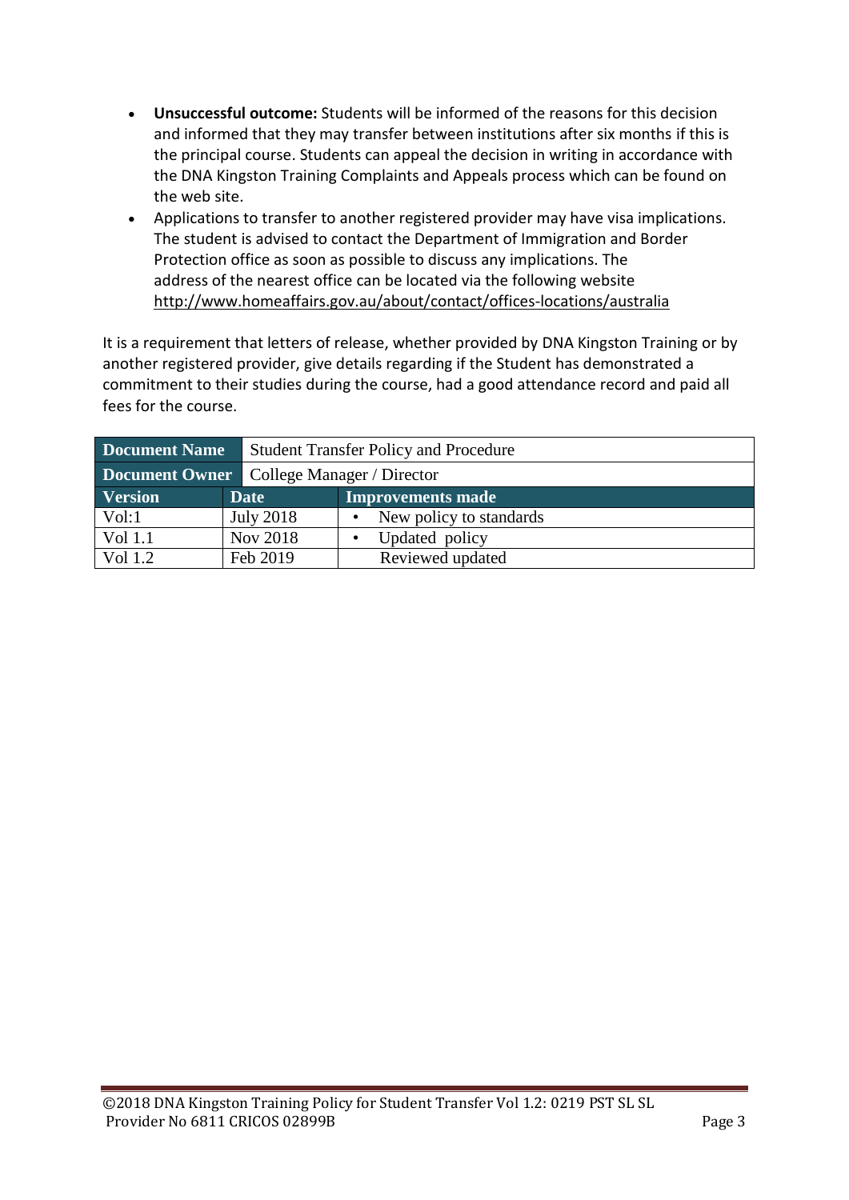- **Unsuccessful outcome:** Students will be informed of the reasons for this decision and informed that they may transfer between institutions after six months if this is the principal course. Students can appeal the decision in writing in accordance with the DNA Kingston Training Complaints and Appeals process which can be found on the web site.
- Applications to transfer to another registered provider may have visa implications. The student is advised to contact the Department of Immigration and Border Protection office as soon as possible to discuss any implications. The address of the nearest office can be located via the following website http://www.homeaffairs.gov.au/about/contact/offices-locations/australia

It is a requirement that letters of release, whether provided by DNA Kingston Training or by another registered provider, give details regarding if the Student has demonstrated a commitment to their studies during the course, had a good attendance record and paid all fees for the course.

| | | |
|---|---|---|
| **Document Name** | Student Transfer Policy and Procedure | |
| **Document Owner** | College Manager / Director | |
| **Version** | **Date** | **Improvements made** |
| Vol:1 | July 2018 | • New policy to standards |
| Vol 1.1 | Nov 2018 | • Updated policy |
| Vol 1.2 | Feb 2019 | Reviewed updated |

©2018 DNA Kingston Training Policy for Student Transfer Vol 1.2: 0219 PST SL SL
Provider No 6811 CRICOS 02899B